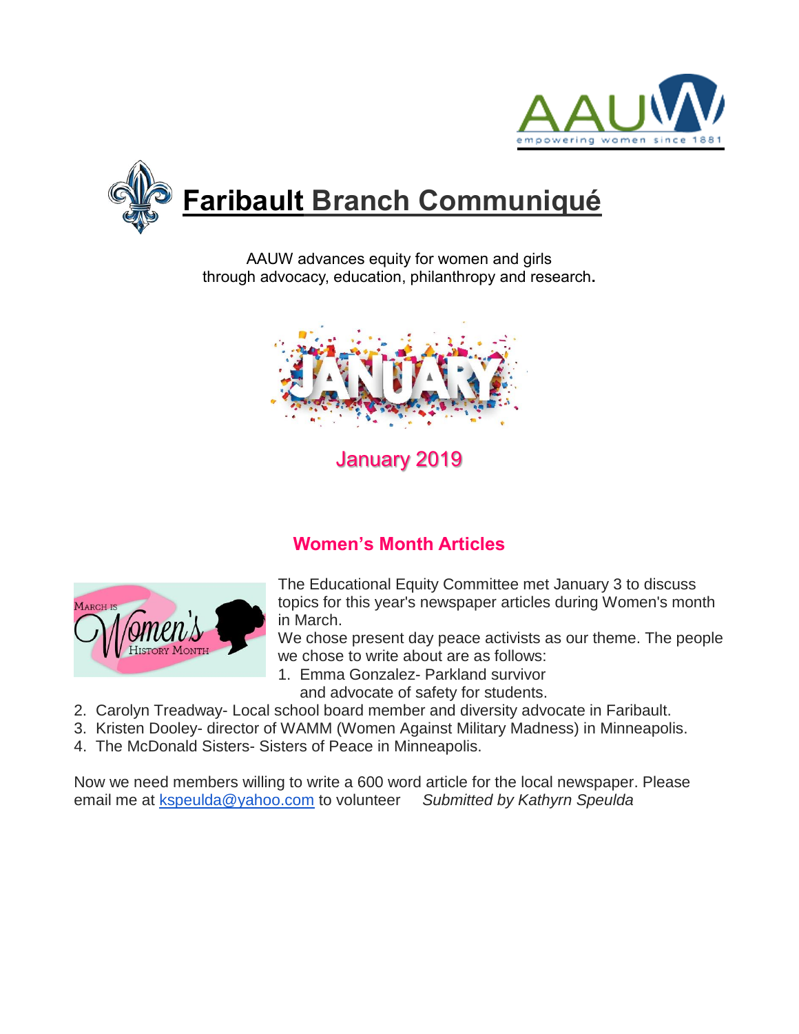# Faribault Branch Communiqué

AAUW advances equity for women and girls
through advocacy, education, philanthropy and research.

January 2019

## Women's Month Articles

The Educational Equity Committee met January 3 to discuss topics for this year's newspaper articles during Women's month in March.

We chose present day peace activists as our theme. The people we chose to write about are as follows:

1. Emma Gonzalez- Parkland survivor and advocate of safety for students.
2. Carolyn Treadway- Local school board member and diversity advocate in Faribault.
3. Kristen Dooley- director of WAMM (Women Against Military Madness) in Minneapolis.
4. The McDonald Sisters- Sisters of Peace in Minneapolis.

Now we need members willing to write a 600 word article for the local newspaper. Please email me at kspeulda@yahoo.com to volunteer *Submitted by Kathyrn Speulda*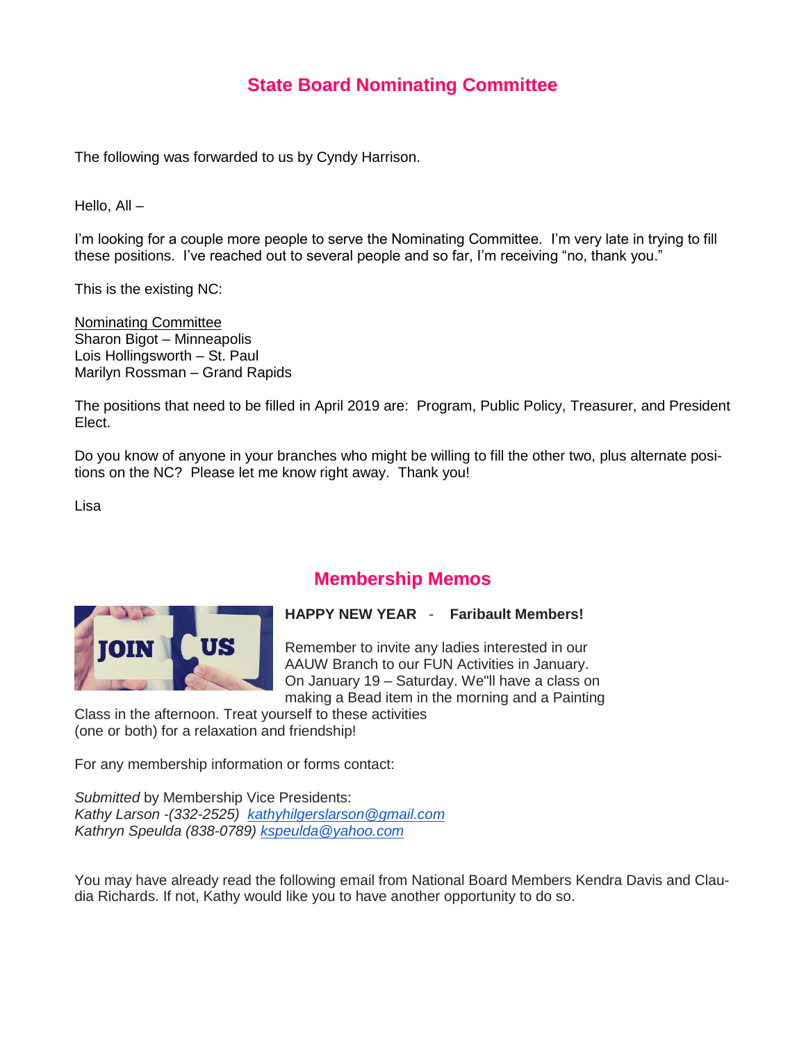## State Board Nominating Committee

The following was forwarded to us by Cyndy Harrison.

Hello, All –

I'm looking for a couple more people to serve the Nominating Committee. I'm very late in trying to fill these positions. I've reached out to several people and so far, I'm receiving "no, thank you."

This is the existing NC:

Nominating Committee
Sharon Bigot – Minneapolis
Lois Hollingsworth – St. Paul
Marilyn Rossman – Grand Rapids

The positions that need to be filled in April 2019 are: Program, Public Policy, Treasurer, and President Elect.

Do you know of anyone in your branches who might be willing to fill the other two, plus alternate positions on the NC? Please let me know right away. Thank you!

Lisa

## Membership Memos

**HAPPY NEW YEAR - Faribault Members!**

Remember to invite any ladies interested in our AAUW Branch to our FUN Activities in January. On January 19 – Saturday. We"ll have a class on making a Bead item in the morning and a Painting Class in the afternoon. Treat yourself to these activities (one or both) for a relaxation and friendship!

For any membership information or forms contact:

*Submitted* by Membership Vice Presidents:
*Kathy Larson -(332-2525) kathyhilgerslarson@gmail.com*
*Kathryn Speulda (838-0789) kspeulda@yahoo.com*

You may have already read the following email from National Board Members Kendra Davis and Claudia Richards. If not, Kathy would like you to have another opportunity to do so.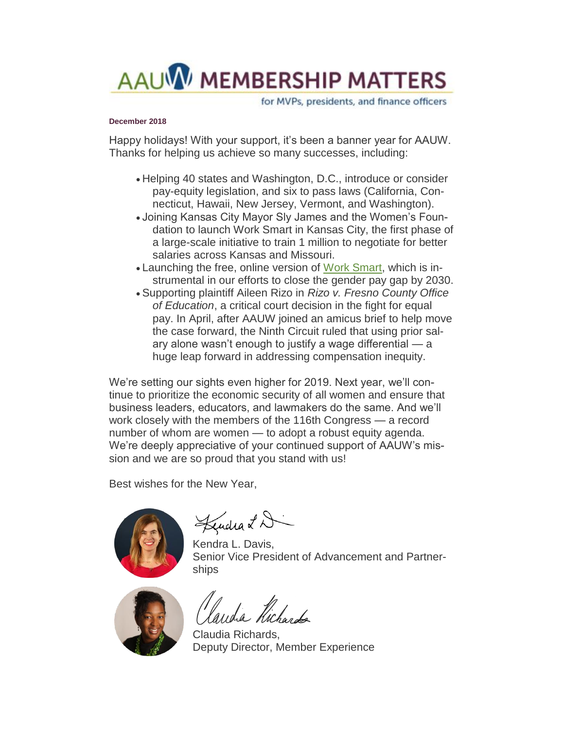# AAUW MEMBERSHIP MATTERS

for MVPs, presidents, and finance officers

**December 2018**

Happy holidays! With your support, it's been a banner year for AAUW. Thanks for helping us achieve so many successes, including:

- Helping 40 states and Washington, D.C., introduce or consider pay-equity legislation, and six to pass laws (California, Connecticut, Hawaii, New Jersey, Vermont, and Washington).
- Joining Kansas City Mayor Sly James and the Women's Foundation to launch Work Smart in Kansas City, the first phase of a large-scale initiative to train 1 million to negotiate for better salaries across Kansas and Missouri.
- Launching the free, online version of Work Smart, which is instrumental in our efforts to close the gender pay gap by 2030.
- Supporting plaintiff Aileen Rizo in *Rizo v. Fresno County Office of Education*, a critical court decision in the fight for equal pay. In April, after AAUW joined an amicus brief to help move the case forward, the Ninth Circuit ruled that using prior salary alone wasn't enough to justify a wage differential — a huge leap forward in addressing compensation inequity.

We're setting our sights even higher for 2019. Next year, we'll continue to prioritize the economic security of all women and ensure that business leaders, educators, and lawmakers do the same. And we'll work closely with the members of the 116th Congress — a record number of whom are women — to adopt a robust equity agenda. We're deeply appreciative of your continued support of AAUW's mission and we are so proud that you stand with us!

Best wishes for the New Year,

Kendra L. Davis,
Senior Vice President of Advancement and Partnerships

Claudia Richards,
Deputy Director, Member Experience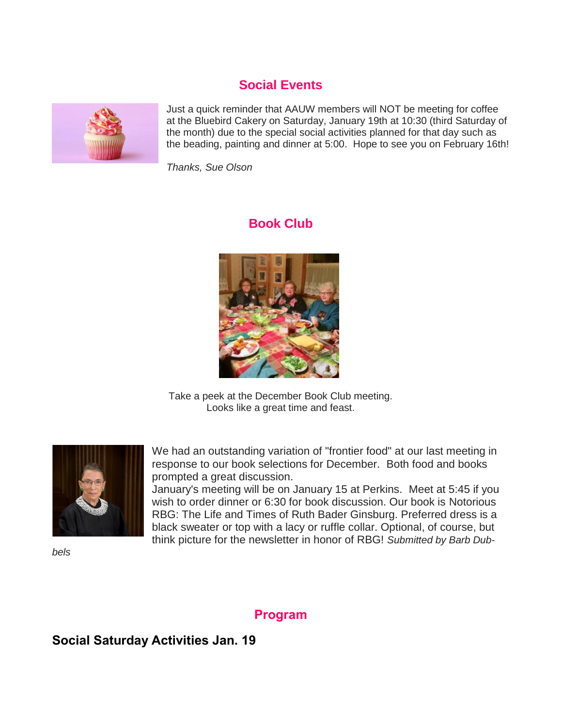## Social Events

Just a quick reminder that AAUW members will NOT be meeting for coffee at the Bluebird Cakery on Saturday, January 19th at 10:30 (third Saturday of the month) due to the special social activities planned for that day such as the beading, painting and dinner at 5:00. Hope to see you on February 16th!

*Thanks, Sue Olson*

## Book Club

Take a peek at the December Book Club meeting.
Looks like a great time and feast.

We had an outstanding variation of "frontier food" at our last meeting in response to our book selections for December. Both food and books prompted a great discussion.
January's meeting will be on January 15 at Perkins. Meet at 5:45 if you wish to order dinner or 6:30 for book discussion. Our book is Notorious RBG: The Life and Times of Ruth Bader Ginsburg. Preferred dress is a black sweater or top with a lacy or ruffle collar. Optional, of course, but think picture for the newsletter in honor of RBG! *Submitted by Barb Dubbels*

## Program

**Social Saturday Activities Jan. 19**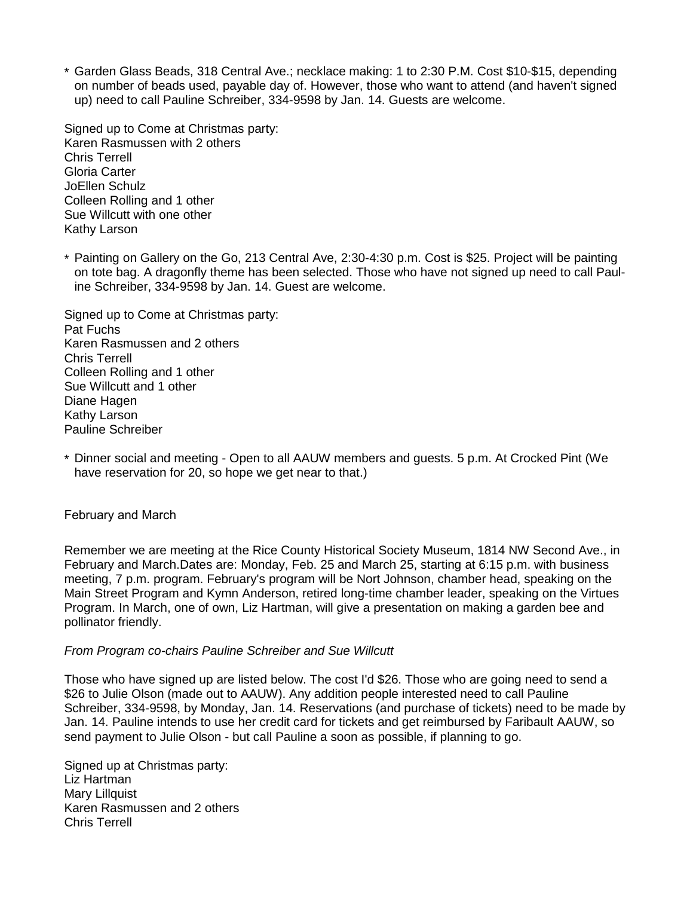* Garden Glass Beads, 318 Central Ave.; necklace making: 1 to 2:30 P.M. Cost $10-$15, depending on number of beads used, payable day of. However, those who want to attend (and haven't signed up) need to call Pauline Schreiber, 334-9598 by Jan. 14. Guests are welcome.

Signed up to Come at Christmas party:
Karen Rasmussen with 2 others
Chris Terrell
Gloria Carter
JoEllen Schulz
Colleen Rolling and 1 other
Sue Willcutt with one other
Kathy Larson

* Painting on Gallery on the Go, 213 Central Ave, 2:30-4:30 p.m. Cost is $25. Project will be painting on tote bag. A dragonfly theme has been selected. Those who have not signed up need to call Pauline Schreiber, 334-9598 by Jan. 14. Guest are welcome.

Signed up to Come at Christmas party:
Pat Fuchs
Karen Rasmussen and 2 others
Chris Terrell
Colleen Rolling and 1 other
Sue Willcutt and 1 other
Diane Hagen
Kathy Larson
Pauline Schreiber

* Dinner social and meeting - Open to all AAUW members and guests. 5 p.m. At Crocked Pint (We have reservation for 20, so hope we get near to that.)

February and March

Remember we are meeting at the Rice County Historical Society Museum, 1814 NW Second Ave., in February and March.Dates are: Monday, Feb. 25 and March 25, starting at 6:15 p.m. with business meeting, 7 p.m. program. February's program will be Nort Johnson, chamber head, speaking on the Main Street Program and Kymn Anderson, retired long-time chamber leader, speaking on the Virtues Program. In March, one of own, Liz Hartman, will give a presentation on making a garden bee and pollinator friendly.

*From Program co-chairs Pauline Schreiber and Sue Willcutt*

Those who have signed up are listed below. The cost I'd $26. Those who are going need to send a $26 to Julie Olson (made out to AAUW). Any addition people interested need to call Pauline Schreiber, 334-9598, by Monday, Jan. 14. Reservations (and purchase of tickets) need to be made by Jan. 14. Pauline intends to use her credit card for tickets and get reimbursed by Faribault AAUW, so send payment to Julie Olson - but call Pauline a soon as possible, if planning to go.

Signed up at Christmas party:
Liz Hartman
Mary Lillquist
Karen Rasmussen and 2 others
Chris Terrell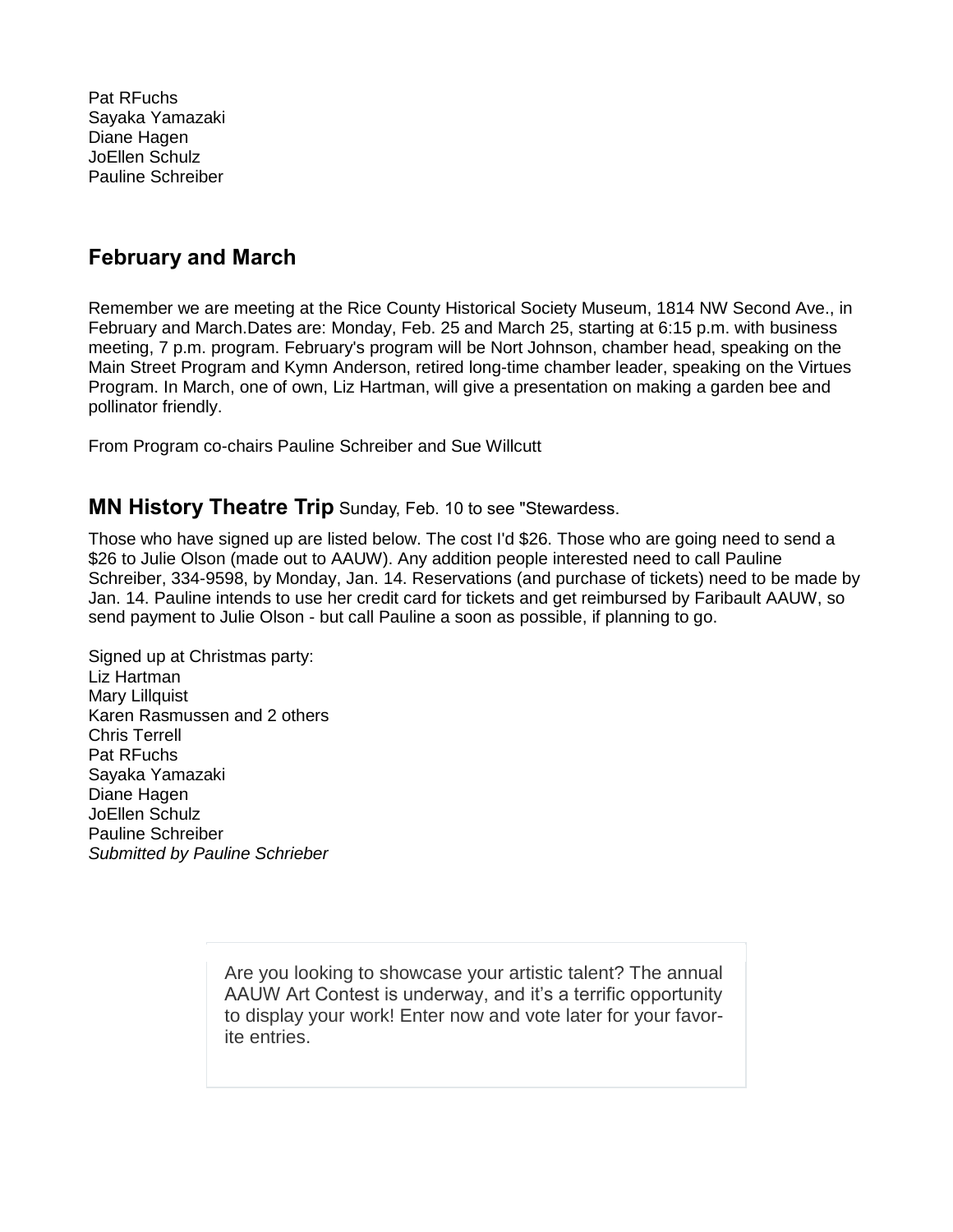Pat RFuchs
Sayaka Yamazaki
Diane Hagen
JoEllen Schulz
Pauline Schreiber

## February and March

Remember we are meeting at the Rice County Historical Society Museum, 1814 NW Second Ave., in February and March.Dates are: Monday, Feb. 25 and March 25, starting at 6:15 p.m. with business meeting, 7 p.m. program. February's program will be Nort Johnson, chamber head, speaking on the Main Street Program and Kymn Anderson, retired long-time chamber leader, speaking on the Virtues Program. In March, one of own, Liz Hartman, will give a presentation on making a garden bee and pollinator friendly.

From Program co-chairs Pauline Schreiber and Sue Willcutt

## **MN History Theatre Trip** Sunday, Feb. 10 to see "Stewardess.

Those who have signed up are listed below. The cost I'd $26. Those who are going need to send a $26 to Julie Olson (made out to AAUW). Any addition people interested need to call Pauline Schreiber, 334-9598, by Monday, Jan. 14. Reservations (and purchase of tickets) need to be made by Jan. 14. Pauline intends to use her credit card for tickets and get reimbursed by Faribault AAUW, so send payment to Julie Olson - but call Pauline a soon as possible, if planning to go.

Signed up at Christmas party:
Liz Hartman
Mary Lillquist
Karen Rasmussen and 2 others
Chris Terrell
Pat RFuchs
Sayaka Yamazaki
Diane Hagen
JoEllen Schulz
Pauline Schreiber
*Submitted by Pauline Schrieber*

Are you looking to showcase your artistic talent? The annual AAUW Art Contest is underway, and it's a terrific opportunity to display your work! Enter now and vote later for your favorite entries.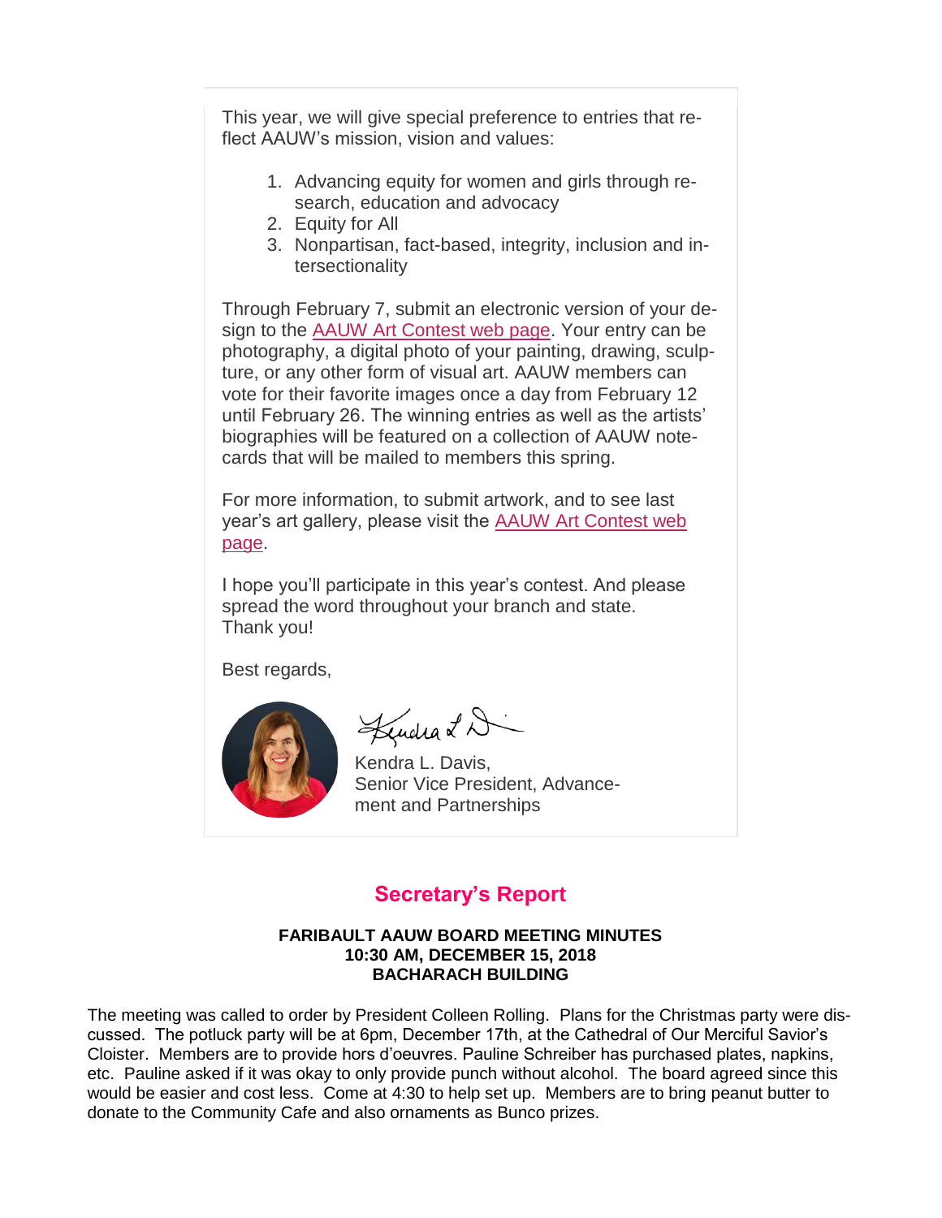This year, we will give special preference to entries that reflect AAUW's mission, vision and values:

1. Advancing equity for women and girls through research, education and advocacy
2. Equity for All
3. Nonpartisan, fact-based, integrity, inclusion and intersectionality

Through February 7, submit an electronic version of your design to the AAUW Art Contest web page. Your entry can be photography, a digital photo of your painting, drawing, sculpture, or any other form of visual art. AAUW members can vote for their favorite images once a day from February 12 until February 26. The winning entries as well as the artists' biographies will be featured on a collection of AAUW notecards that will be mailed to members this spring.

For more information, to submit artwork, and to see last year's art gallery, please visit the AAUW Art Contest web page.

I hope you'll participate in this year's contest. And please spread the word throughout your branch and state.
Thank you!

Best regards,

Kendra L. Davis,
Senior Vice President, Advancement and Partnerships

## Secretary's Report

**FARIBAULT AAUW BOARD MEETING MINUTES**
**10:30 AM, DECEMBER 15, 2018**
**BACHARACH BUILDING**

The meeting was called to order by President Colleen Rolling. Plans for the Christmas party were discussed. The potluck party will be at 6pm, December 17th, at the Cathedral of Our Merciful Savior's Cloister. Members are to provide hors d'oeuvres. Pauline Schreiber has purchased plates, napkins, etc. Pauline asked if it was okay to only provide punch without alcohol. The board agreed since this would be easier and cost less. Come at 4:30 to help set up. Members are to bring peanut butter to donate to the Community Cafe and also ornaments as Bunco prizes.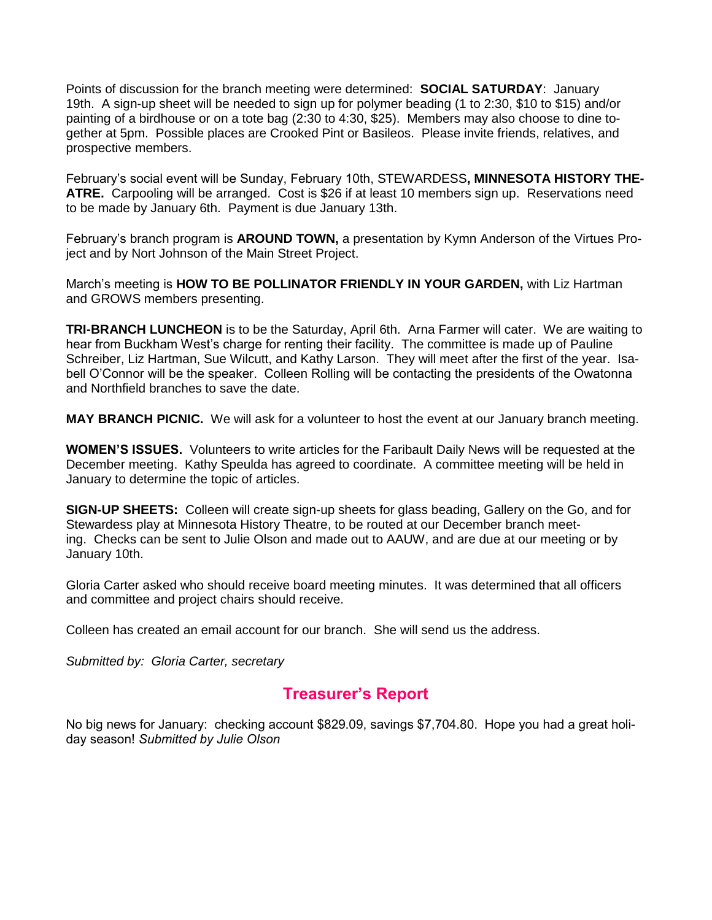Points of discussion for the branch meeting were determined: **SOCIAL SATURDAY**: January 19th. A sign-up sheet will be needed to sign up for polymer beading (1 to 2:30, $10 to $15) and/or painting of a birdhouse or on a tote bag (2:30 to 4:30, $25). Members may also choose to dine together at 5pm. Possible places are Crooked Pint or Basileos. Please invite friends, relatives, and prospective members.

February's social event will be Sunday, February 10th, STEWARDESS**, MINNESOTA HISTORY THEATRE.** Carpooling will be arranged. Cost is $26 if at least 10 members sign up. Reservations need to be made by January 6th. Payment is due January 13th.

February's branch program is **AROUND TOWN,** a presentation by Kymn Anderson of the Virtues Project and by Nort Johnson of the Main Street Project.

March's meeting is **HOW TO BE POLLINATOR FRIENDLY IN YOUR GARDEN,** with Liz Hartman and GROWS members presenting.

**TRI-BRANCH LUNCHEON** is to be the Saturday, April 6th. Arna Farmer will cater. We are waiting to hear from Buckham West's charge for renting their facility. The committee is made up of Pauline Schreiber, Liz Hartman, Sue Wilcutt, and Kathy Larson. They will meet after the first of the year. Isabell O'Connor will be the speaker. Colleen Rolling will be contacting the presidents of the Owatonna and Northfield branches to save the date.

**MAY BRANCH PICNIC.** We will ask for a volunteer to host the event at our January branch meeting.

**WOMEN'S ISSUES.** Volunteers to write articles for the Faribault Daily News will be requested at the December meeting. Kathy Speulda has agreed to coordinate. A committee meeting will be held in January to determine the topic of articles.

**SIGN-UP SHEETS:** Colleen will create sign-up sheets for glass beading, Gallery on the Go, and for Stewardess play at Minnesota History Theatre, to be routed at our December branch meeting. Checks can be sent to Julie Olson and made out to AAUW, and are due at our meeting or by January 10th.

Gloria Carter asked who should receive board meeting minutes. It was determined that all officers and committee and project chairs should receive.

Colleen has created an email account for our branch. She will send us the address.

*Submitted by: Gloria Carter, secretary*

## Treasurer's Report

No big news for January: checking account $829.09, savings $7,704.80. Hope you had a great holiday season! *Submitted by Julie Olson*